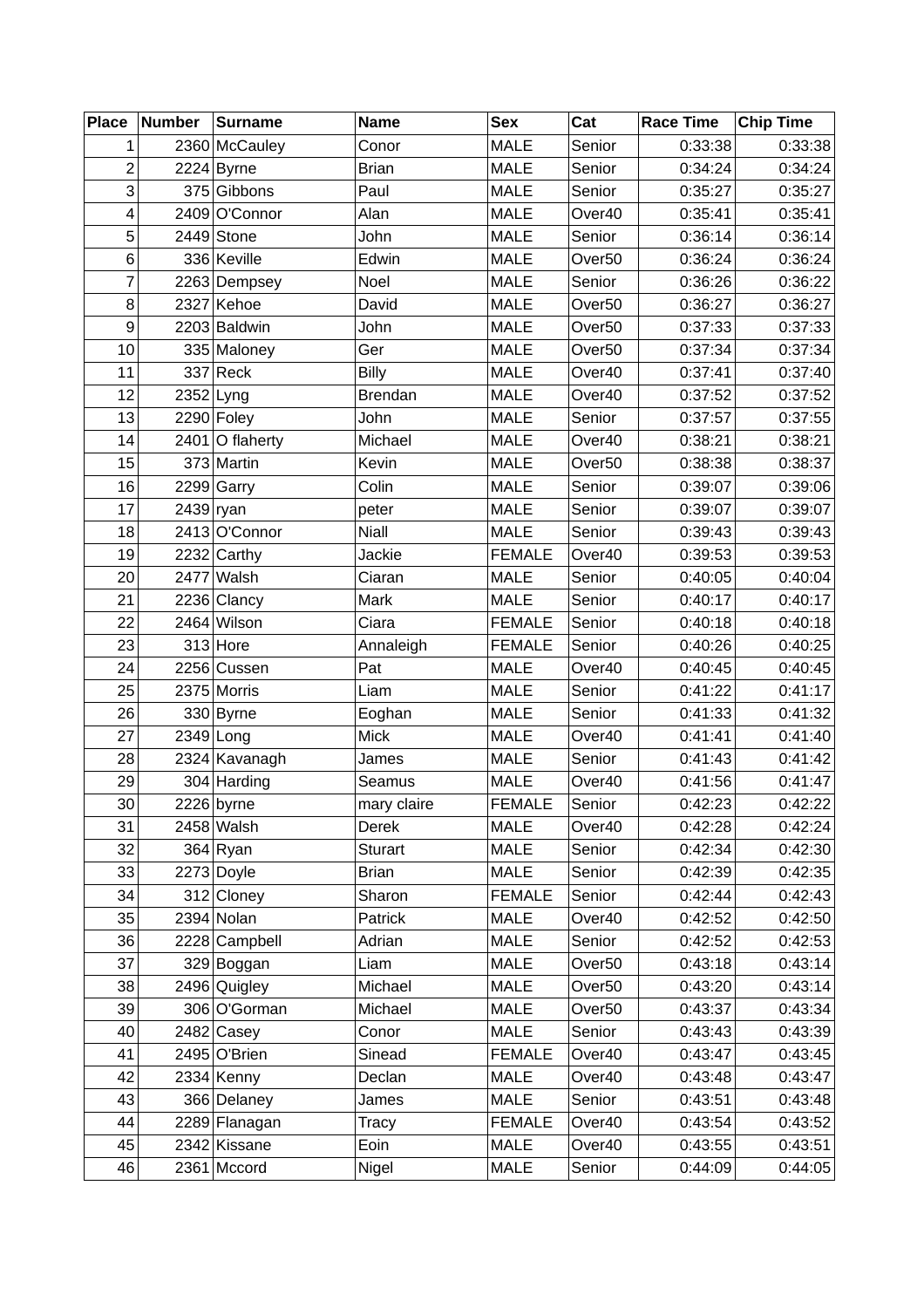| Place | Number | Surname | Name | Sex | Cat | Race Time | Chip Time |
|---|---|---|---|---|---|---|---|
| 1 | 2360 | McCauley | Conor | MALE | Senior | 0:33:38 | 0:33:38 |
| 2 | 2224 | Byrne | Brian | MALE | Senior | 0:34:24 | 0:34:24 |
| 3 | 375 | Gibbons | Paul | MALE | Senior | 0:35:27 | 0:35:27 |
| 4 | 2409 | O'Connor | Alan | MALE | Over40 | 0:35:41 | 0:35:41 |
| 5 | 2449 | Stone | John | MALE | Senior | 0:36:14 | 0:36:14 |
| 6 | 336 | Keville | Edwin | MALE | Over50 | 0:36:24 | 0:36:24 |
| 7 | 2263 | Dempsey | Noel | MALE | Senior | 0:36:26 | 0:36:22 |
| 8 | 2327 | Kehoe | David | MALE | Over50 | 0:36:27 | 0:36:27 |
| 9 | 2203 | Baldwin | John | MALE | Over50 | 0:37:33 | 0:37:33 |
| 10 | 335 | Maloney | Ger | MALE | Over50 | 0:37:34 | 0:37:34 |
| 11 | 337 | Reck | Billy | MALE | Over40 | 0:37:41 | 0:37:40 |
| 12 | 2352 | Lyng | Brendan | MALE | Over40 | 0:37:52 | 0:37:52 |
| 13 | 2290 | Foley | John | MALE | Senior | 0:37:57 | 0:37:55 |
| 14 | 2401 | O flaherty | Michael | MALE | Over40 | 0:38:21 | 0:38:21 |
| 15 | 373 | Martin | Kevin | MALE | Over50 | 0:38:38 | 0:38:37 |
| 16 | 2299 | Garry | Colin | MALE | Senior | 0:39:07 | 0:39:06 |
| 17 | 2439 | ryan | peter | MALE | Senior | 0:39:07 | 0:39:07 |
| 18 | 2413 | O'Connor | Niall | MALE | Senior | 0:39:43 | 0:39:43 |
| 19 | 2232 | Carthy | Jackie | FEMALE | Over40 | 0:39:53 | 0:39:53 |
| 20 | 2477 | Walsh | Ciaran | MALE | Senior | 0:40:05 | 0:40:04 |
| 21 | 2236 | Clancy | Mark | MALE | Senior | 0:40:17 | 0:40:17 |
| 22 | 2464 | Wilson | Ciara | FEMALE | Senior | 0:40:18 | 0:40:18 |
| 23 | 313 | Hore | Annaleigh | FEMALE | Senior | 0:40:26 | 0:40:25 |
| 24 | 2256 | Cussen | Pat | MALE | Over40 | 0:40:45 | 0:40:45 |
| 25 | 2375 | Morris | Liam | MALE | Senior | 0:41:22 | 0:41:17 |
| 26 | 330 | Byrne | Eoghan | MALE | Senior | 0:41:33 | 0:41:32 |
| 27 | 2349 | Long | Mick | MALE | Over40 | 0:41:41 | 0:41:40 |
| 28 | 2324 | Kavanagh | James | MALE | Senior | 0:41:43 | 0:41:42 |
| 29 | 304 | Harding | Seamus | MALE | Over40 | 0:41:56 | 0:41:47 |
| 30 | 2226 | byrne | mary claire | FEMALE | Senior | 0:42:23 | 0:42:22 |
| 31 | 2458 | Walsh | Derek | MALE | Over40 | 0:42:28 | 0:42:24 |
| 32 | 364 | Ryan | Sturart | MALE | Senior | 0:42:34 | 0:42:30 |
| 33 | 2273 | Doyle | Brian | MALE | Senior | 0:42:39 | 0:42:35 |
| 34 | 312 | Cloney | Sharon | FEMALE | Senior | 0:42:44 | 0:42:43 |
| 35 | 2394 | Nolan | Patrick | MALE | Over40 | 0:42:52 | 0:42:50 |
| 36 | 2228 | Campbell | Adrian | MALE | Senior | 0:42:52 | 0:42:53 |
| 37 | 329 | Boggan | Liam | MALE | Over50 | 0:43:18 | 0:43:14 |
| 38 | 2496 | Quigley | Michael | MALE | Over50 | 0:43:20 | 0:43:14 |
| 39 | 306 | O'Gorman | Michael | MALE | Over50 | 0:43:37 | 0:43:34 |
| 40 | 2482 | Casey | Conor | MALE | Senior | 0:43:43 | 0:43:39 |
| 41 | 2495 | O'Brien | Sinead | FEMALE | Over40 | 0:43:47 | 0:43:45 |
| 42 | 2334 | Kenny | Declan | MALE | Over40 | 0:43:48 | 0:43:47 |
| 43 | 366 | Delaney | James | MALE | Senior | 0:43:51 | 0:43:48 |
| 44 | 2289 | Flanagan | Tracy | FEMALE | Over40 | 0:43:54 | 0:43:52 |
| 45 | 2342 | Kissane | Eoin | MALE | Over40 | 0:43:55 | 0:43:51 |
| 46 | 2361 | Mccord | Nigel | MALE | Senior | 0:44:09 | 0:44:05 |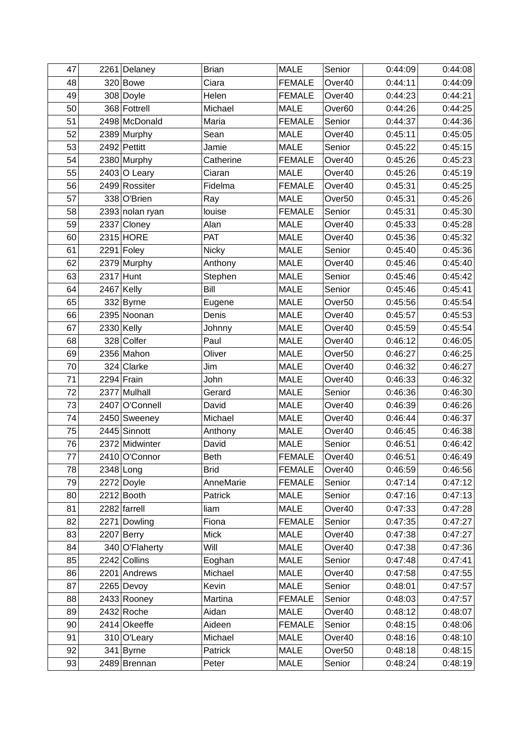| 47 | 2261 | Delaney | Brian | MALE | Senior | 0:44:09 | 0:44:08 |
|---|---|---|---|---|---|---|---|
| 48 | 320 | Bowe | Ciara | FEMALE | Over40 | 0:44:11 | 0:44:09 |
| 49 | 308 | Doyle | Helen | FEMALE | Over40 | 0:44:23 | 0:44:21 |
| 50 | 368 | Fottrell | Michael | MALE | Over60 | 0:44:26 | 0:44:25 |
| 51 | 2498 | McDonald | Maria | FEMALE | Senior | 0:44:37 | 0:44:36 |
| 52 | 2389 | Murphy | Sean | MALE | Over40 | 0:45:11 | 0:45:05 |
| 53 | 2492 | Pettitt | Jamie | MALE | Senior | 0:45:22 | 0:45:15 |
| 54 | 2380 | Murphy | Catherine | FEMALE | Over40 | 0:45:26 | 0:45:23 |
| 55 | 2403 | O Leary | Ciaran | MALE | Over40 | 0:45:26 | 0:45:19 |
| 56 | 2499 | Rossiter | Fidelma | FEMALE | Over40 | 0:45:31 | 0:45:25 |
| 57 | 338 | O'Brien | Ray | MALE | Over50 | 0:45:31 | 0:45:26 |
| 58 | 2393 | nolan ryan | louise | FEMALE | Senior | 0:45:31 | 0:45:30 |
| 59 | 2337 | Cloney | Alan | MALE | Over40 | 0:45:33 | 0:45:28 |
| 60 | 2315 | HORE | PAT | MALE | Over40 | 0:45:36 | 0:45:32 |
| 61 | 2291 | Foley | Nicky | MALE | Senior | 0:45:40 | 0:45:36 |
| 62 | 2379 | Murphy | Anthony | MALE | Over40 | 0:45:46 | 0:45:40 |
| 63 | 2317 | Hunt | Stephen | MALE | Senior | 0:45:46 | 0:45:42 |
| 64 | 2467 | Kelly | Bill | MALE | Senior | 0:45:46 | 0:45:41 |
| 65 | 332 | Byrne | Eugene | MALE | Over50 | 0:45:56 | 0:45:54 |
| 66 | 2395 | Noonan | Denis | MALE | Over40 | 0:45:57 | 0:45:53 |
| 67 | 2330 | Kelly | Johnny | MALE | Over40 | 0:45:59 | 0:45:54 |
| 68 | 328 | Colfer | Paul | MALE | Over40 | 0:46:12 | 0:46:05 |
| 69 | 2356 | Mahon | Oliver | MALE | Over50 | 0:46:27 | 0:46:25 |
| 70 | 324 | Clarke | Jim | MALE | Over40 | 0:46:32 | 0:46:27 |
| 71 | 2294 | Frain | John | MALE | Over40 | 0:46:33 | 0:46:32 |
| 72 | 2377 | Mulhall | Gerard | MALE | Senior | 0:46:36 | 0:46:30 |
| 73 | 2407 | O'Connell | David | MALE | Over40 | 0:46:39 | 0:46:26 |
| 74 | 2450 | Sweeney | Michael | MALE | Over40 | 0:46:44 | 0:46:37 |
| 75 | 2445 | Sinnott | Anthony | MALE | Over40 | 0:46:45 | 0:46:38 |
| 76 | 2372 | Midwinter | David | MALE | Senior | 0:46:51 | 0:46:42 |
| 77 | 2410 | O'Connor | Beth | FEMALE | Over40 | 0:46:51 | 0:46:49 |
| 78 | 2348 | Long | Brid | FEMALE | Over40 | 0:46:59 | 0:46:56 |
| 79 | 2272 | Doyle | AnneMarie | FEMALE | Senior | 0:47:14 | 0:47:12 |
| 80 | 2212 | Booth | Patrick | MALE | Senior | 0:47:16 | 0:47:13 |
| 81 | 2282 | farrell | liam | MALE | Over40 | 0:47:33 | 0:47:28 |
| 82 | 2271 | Dowling | Fiona | FEMALE | Senior | 0:47:35 | 0:47:27 |
| 83 | 2207 | Berry | Mick | MALE | Over40 | 0:47:38 | 0:47:27 |
| 84 | 340 | O'Flaherty | Will | MALE | Over40 | 0:47:38 | 0:47:36 |
| 85 | 2242 | Collins | Eoghan | MALE | Senior | 0:47:48 | 0:47:41 |
| 86 | 2201 | Andrews | Michael | MALE | Over40 | 0:47:58 | 0:47:55 |
| 87 | 2265 | Devoy | Kevin | MALE | Senior | 0:48:01 | 0:47:57 |
| 88 | 2433 | Rooney | Martina | FEMALE | Senior | 0:48:03 | 0:47:57 |
| 89 | 2432 | Roche | Aidan | MALE | Over40 | 0:48:12 | 0:48:07 |
| 90 | 2414 | Okeeffe | Aideen | FEMALE | Senior | 0:48:15 | 0:48:06 |
| 91 | 310 | O'Leary | Michael | MALE | Over40 | 0:48:16 | 0:48:10 |
| 92 | 341 | Byrne | Patrick | MALE | Over50 | 0:48:18 | 0:48:15 |
| 93 | 2489 | Brennan | Peter | MALE | Senior | 0:48:24 | 0:48:19 |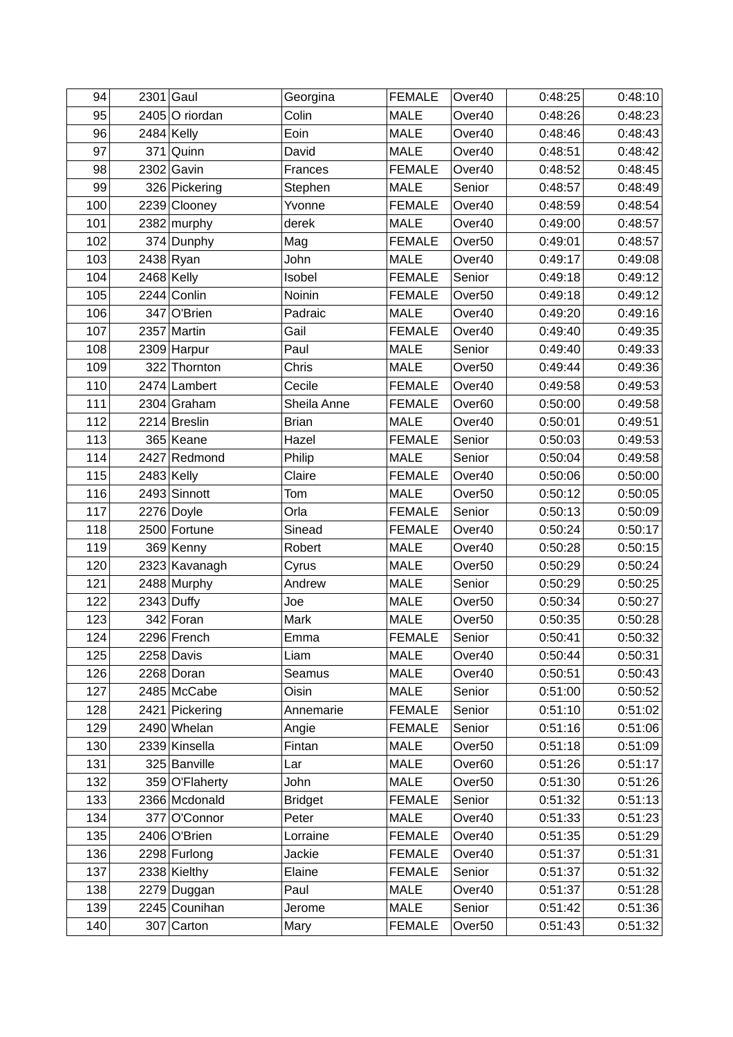| 94 | 2301 | Gaul | Georgina | FEMALE | Over40 | 0:48:25 | 0:48:10 |
|---|---|---|---|---|---|---|---|
| 95 | 2405 | O riordan | Colin | MALE | Over40 | 0:48:26 | 0:48:23 |
| 96 | 2484 | Kelly | Eoin | MALE | Over40 | 0:48:46 | 0:48:43 |
| 97 | 371 | Quinn | David | MALE | Over40 | 0:48:51 | 0:48:42 |
| 98 | 2302 | Gavin | Frances | FEMALE | Over40 | 0:48:52 | 0:48:45 |
| 99 | 326 | Pickering | Stephen | MALE | Senior | 0:48:57 | 0:48:49 |
| 100 | 2239 | Clooney | Yvonne | FEMALE | Over40 | 0:48:59 | 0:48:54 |
| 101 | 2382 | murphy | derek | MALE | Over40 | 0:49:00 | 0:48:57 |
| 102 | 374 | Dunphy | Mag | FEMALE | Over50 | 0:49:01 | 0:48:57 |
| 103 | 2438 | Ryan | John | MALE | Over40 | 0:49:17 | 0:49:08 |
| 104 | 2468 | Kelly | Isobel | FEMALE | Senior | 0:49:18 | 0:49:12 |
| 105 | 2244 | Conlin | Noinin | FEMALE | Over50 | 0:49:18 | 0:49:12 |
| 106 | 347 | O'Brien | Padraic | MALE | Over40 | 0:49:20 | 0:49:16 |
| 107 | 2357 | Martin | Gail | FEMALE | Over40 | 0:49:40 | 0:49:35 |
| 108 | 2309 | Harpur | Paul | MALE | Senior | 0:49:40 | 0:49:33 |
| 109 | 322 | Thornton | Chris | MALE | Over50 | 0:49:44 | 0:49:36 |
| 110 | 2474 | Lambert | Cecile | FEMALE | Over40 | 0:49:58 | 0:49:53 |
| 111 | 2304 | Graham | Sheila Anne | FEMALE | Over60 | 0:50:00 | 0:49:58 |
| 112 | 2214 | Breslin | Brian | MALE | Over40 | 0:50:01 | 0:49:51 |
| 113 | 365 | Keane | Hazel | FEMALE | Senior | 0:50:03 | 0:49:53 |
| 114 | 2427 | Redmond | Philip | MALE | Senior | 0:50:04 | 0:49:58 |
| 115 | 2483 | Kelly | Claire | FEMALE | Over40 | 0:50:06 | 0:50:00 |
| 116 | 2493 | Sinnott | Tom | MALE | Over50 | 0:50:12 | 0:50:05 |
| 117 | 2276 | Doyle | Orla | FEMALE | Senior | 0:50:13 | 0:50:09 |
| 118 | 2500 | Fortune | Sinead | FEMALE | Over40 | 0:50:24 | 0:50:17 |
| 119 | 369 | Kenny | Robert | MALE | Over40 | 0:50:28 | 0:50:15 |
| 120 | 2323 | Kavanagh | Cyrus | MALE | Over50 | 0:50:29 | 0:50:24 |
| 121 | 2488 | Murphy | Andrew | MALE | Senior | 0:50:29 | 0:50:25 |
| 122 | 2343 | Duffy | Joe | MALE | Over50 | 0:50:34 | 0:50:27 |
| 123 | 342 | Foran | Mark | MALE | Over50 | 0:50:35 | 0:50:28 |
| 124 | 2296 | French | Emma | FEMALE | Senior | 0:50:41 | 0:50:32 |
| 125 | 2258 | Davis | Liam | MALE | Over40 | 0:50:44 | 0:50:31 |
| 126 | 2268 | Doran | Seamus | MALE | Over40 | 0:50:51 | 0:50:43 |
| 127 | 2485 | McCabe | Oisin | MALE | Senior | 0:51:00 | 0:50:52 |
| 128 | 2421 | Pickering | Annemarie | FEMALE | Senior | 0:51:10 | 0:51:02 |
| 129 | 2490 | Whelan | Angie | FEMALE | Senior | 0:51:16 | 0:51:06 |
| 130 | 2339 | Kinsella | Fintan | MALE | Over50 | 0:51:18 | 0:51:09 |
| 131 | 325 | Banville | Lar | MALE | Over60 | 0:51:26 | 0:51:17 |
| 132 | 359 | O'Flaherty | John | MALE | Over50 | 0:51:30 | 0:51:26 |
| 133 | 2366 | Mcdonald | Bridget | FEMALE | Senior | 0:51:32 | 0:51:13 |
| 134 | 377 | O'Connor | Peter | MALE | Over40 | 0:51:33 | 0:51:23 |
| 135 | 2406 | O'Brien | Lorraine | FEMALE | Over40 | 0:51:35 | 0:51:29 |
| 136 | 2298 | Furlong | Jackie | FEMALE | Over40 | 0:51:37 | 0:51:31 |
| 137 | 2338 | Kielthy | Elaine | FEMALE | Senior | 0:51:37 | 0:51:32 |
| 138 | 2279 | Duggan | Paul | MALE | Over40 | 0:51:37 | 0:51:28 |
| 139 | 2245 | Counihan | Jerome | MALE | Senior | 0:51:42 | 0:51:36 |
| 140 | 307 | Carton | Mary | FEMALE | Over50 | 0:51:43 | 0:51:32 |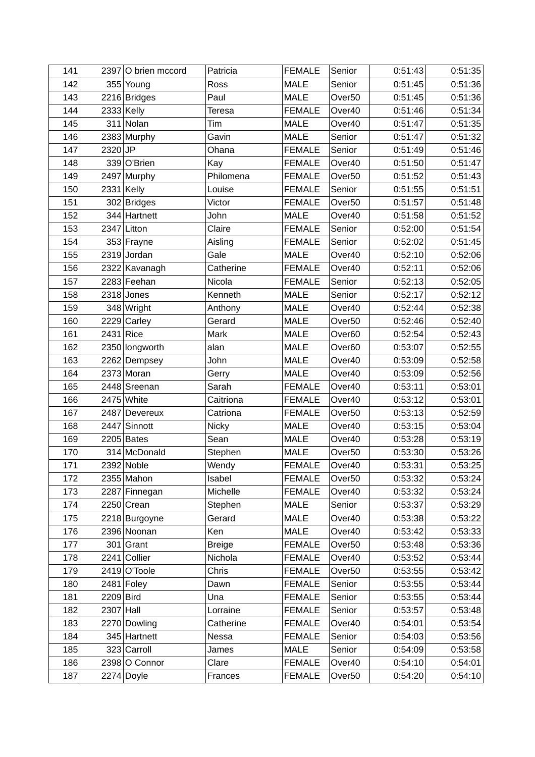| | | | | | | | |
|---|---|---|---|---|---|---|---|
| 141 | 2397 | O brien mccord | Patricia | FEMALE | Senior | 0:51:43 | 0:51:35 |
| 142 | 355 | Young | Ross | MALE | Senior | 0:51:45 | 0:51:36 |
| 143 | 2216 | Bridges | Paul | MALE | Over50 | 0:51:45 | 0:51:36 |
| 144 | 2333 | Kelly | Teresa | FEMALE | Over40 | 0:51:46 | 0:51:34 |
| 145 | 311 | Nolan | Tim | MALE | Over40 | 0:51:47 | 0:51:35 |
| 146 | 2383 | Murphy | Gavin | MALE | Senior | 0:51:47 | 0:51:32 |
| 147 | 2320 | JP | Ohana | FEMALE | Senior | 0:51:49 | 0:51:46 |
| 148 | 339 | O'Brien | Kay | FEMALE | Over40 | 0:51:50 | 0:51:47 |
| 149 | 2497 | Murphy | Philomena | FEMALE | Over50 | 0:51:52 | 0:51:43 |
| 150 | 2331 | Kelly | Louise | FEMALE | Senior | 0:51:55 | 0:51:51 |
| 151 | 302 | Bridges | Victor | FEMALE | Over50 | 0:51:57 | 0:51:48 |
| 152 | 344 | Hartnett | John | MALE | Over40 | 0:51:58 | 0:51:52 |
| 153 | 2347 | Litton | Claire | FEMALE | Senior | 0:52:00 | 0:51:54 |
| 154 | 353 | Frayne | Aisling | FEMALE | Senior | 0:52:02 | 0:51:45 |
| 155 | 2319 | Jordan | Gale | MALE | Over40 | 0:52:10 | 0:52:06 |
| 156 | 2322 | Kavanagh | Catherine | FEMALE | Over40 | 0:52:11 | 0:52:06 |
| 157 | 2283 | Feehan | Nicola | FEMALE | Senior | 0:52:13 | 0:52:05 |
| 158 | 2318 | Jones | Kenneth | MALE | Senior | 0:52:17 | 0:52:12 |
| 159 | 348 | Wright | Anthony | MALE | Over40 | 0:52:44 | 0:52:38 |
| 160 | 2229 | Carley | Gerard | MALE | Over50 | 0:52:46 | 0:52:40 |
| 161 | 2431 | Rice | Mark | MALE | Over60 | 0:52:54 | 0:52:43 |
| 162 | 2350 | longworth | alan | MALE | Over60 | 0:53:07 | 0:52:55 |
| 163 | 2262 | Dempsey | John | MALE | Over40 | 0:53:09 | 0:52:58 |
| 164 | 2373 | Moran | Gerry | MALE | Over40 | 0:53:09 | 0:52:56 |
| 165 | 2448 | Sreenan | Sarah | FEMALE | Over40 | 0:53:11 | 0:53:01 |
| 166 | 2475 | White | Caitriona | FEMALE | Over40 | 0:53:12 | 0:53:01 |
| 167 | 2487 | Devereux | Catriona | FEMALE | Over50 | 0:53:13 | 0:52:59 |
| 168 | 2447 | Sinnott | Nicky | MALE | Over40 | 0:53:15 | 0:53:04 |
| 169 | 2205 | Bates | Sean | MALE | Over40 | 0:53:28 | 0:53:19 |
| 170 | 314 | McDonald | Stephen | MALE | Over50 | 0:53:30 | 0:53:26 |
| 171 | 2392 | Noble | Wendy | FEMALE | Over40 | 0:53:31 | 0:53:25 |
| 172 | 2355 | Mahon | Isabel | FEMALE | Over50 | 0:53:32 | 0:53:24 |
| 173 | 2287 | Finnegan | Michelle | FEMALE | Over40 | 0:53:32 | 0:53:24 |
| 174 | 2250 | Crean | Stephen | MALE | Senior | 0:53:37 | 0:53:29 |
| 175 | 2218 | Burgoyne | Gerard | MALE | Over40 | 0:53:38 | 0:53:22 |
| 176 | 2396 | Noonan | Ken | MALE | Over40 | 0:53:42 | 0:53:33 |
| 177 | 301 | Grant | Breige | FEMALE | Over50 | 0:53:48 | 0:53:36 |
| 178 | 2241 | Collier | Nichola | FEMALE | Over40 | 0:53:52 | 0:53:44 |
| 179 | 2419 | O'Toole | Chris | FEMALE | Over50 | 0:53:55 | 0:53:42 |
| 180 | 2481 | Foley | Dawn | FEMALE | Senior | 0:53:55 | 0:53:44 |
| 181 | 2209 | Bird | Una | FEMALE | Senior | 0:53:55 | 0:53:44 |
| 182 | 2307 | Hall | Lorraine | FEMALE | Senior | 0:53:57 | 0:53:48 |
| 183 | 2270 | Dowling | Catherine | FEMALE | Over40 | 0:54:01 | 0:53:54 |
| 184 | 345 | Hartnett | Nessa | FEMALE | Senior | 0:54:03 | 0:53:56 |
| 185 | 323 | Carroll | James | MALE | Senior | 0:54:09 | 0:53:58 |
| 186 | 2398 | O Connor | Clare | FEMALE | Over40 | 0:54:10 | 0:54:01 |
| 187 | 2274 | Doyle | Frances | FEMALE | Over50 | 0:54:20 | 0:54:10 |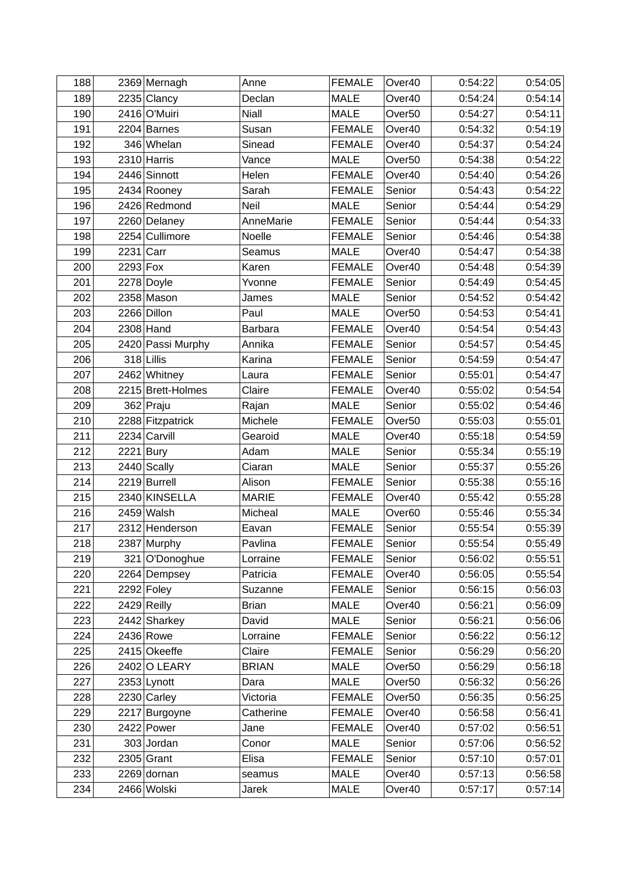| 188 | 2369 | Mernagh | Anne | FEMALE | Over40 | 0:54:22 | 0:54:05 |
|---|---|---|---|---|---|---|---|
| 189 | 2235 | Clancy | Declan | MALE | Over40 | 0:54:24 | 0:54:14 |
| 190 | 2416 | O'Muiri | Niall | MALE | Over50 | 0:54:27 | 0:54:11 |
| 191 | 2204 | Barnes | Susan | FEMALE | Over40 | 0:54:32 | 0:54:19 |
| 192 | 346 | Whelan | Sinead | FEMALE | Over40 | 0:54:37 | 0:54:24 |
| 193 | 2310 | Harris | Vance | MALE | Over50 | 0:54:38 | 0:54:22 |
| 194 | 2446 | Sinnott | Helen | FEMALE | Over40 | 0:54:40 | 0:54:26 |
| 195 | 2434 | Rooney | Sarah | FEMALE | Senior | 0:54:43 | 0:54:22 |
| 196 | 2426 | Redmond | Neil | MALE | Senior | 0:54:44 | 0:54:29 |
| 197 | 2260 | Delaney | AnneMarie | FEMALE | Senior | 0:54:44 | 0:54:33 |
| 198 | 2254 | Cullimore | Noelle | FEMALE | Senior | 0:54:46 | 0:54:38 |
| 199 | 2231 | Carr | Seamus | MALE | Over40 | 0:54:47 | 0:54:38 |
| 200 | 2293 | Fox | Karen | FEMALE | Over40 | 0:54:48 | 0:54:39 |
| 201 | 2278 | Doyle | Yvonne | FEMALE | Senior | 0:54:49 | 0:54:45 |
| 202 | 2358 | Mason | James | MALE | Senior | 0:54:52 | 0:54:42 |
| 203 | 2266 | Dillon | Paul | MALE | Over50 | 0:54:53 | 0:54:41 |
| 204 | 2308 | Hand | Barbara | FEMALE | Over40 | 0:54:54 | 0:54:43 |
| 205 | 2420 | Passi Murphy | Annika | FEMALE | Senior | 0:54:57 | 0:54:45 |
| 206 | 318 | Lillis | Karina | FEMALE | Senior | 0:54:59 | 0:54:47 |
| 207 | 2462 | Whitney | Laura | FEMALE | Senior | 0:55:01 | 0:54:47 |
| 208 | 2215 | Brett-Holmes | Claire | FEMALE | Over40 | 0:55:02 | 0:54:54 |
| 209 | 362 | Praju | Rajan | MALE | Senior | 0:55:02 | 0:54:46 |
| 210 | 2288 | Fitzpatrick | Michele | FEMALE | Over50 | 0:55:03 | 0:55:01 |
| 211 | 2234 | Carvill | Gearoid | MALE | Over40 | 0:55:18 | 0:54:59 |
| 212 | 2221 | Bury | Adam | MALE | Senior | 0:55:34 | 0:55:19 |
| 213 | 2440 | Scally | Ciaran | MALE | Senior | 0:55:37 | 0:55:26 |
| 214 | 2219 | Burrell | Alison | FEMALE | Senior | 0:55:38 | 0:55:16 |
| 215 | 2340 | KINSELLA | MARIE | FEMALE | Over40 | 0:55:42 | 0:55:28 |
| 216 | 2459 | Walsh | Micheal | MALE | Over60 | 0:55:46 | 0:55:34 |
| 217 | 2312 | Henderson | Eavan | FEMALE | Senior | 0:55:54 | 0:55:39 |
| 218 | 2387 | Murphy | Pavlina | FEMALE | Senior | 0:55:54 | 0:55:49 |
| 219 | 321 | O'Donoghue | Lorraine | FEMALE | Senior | 0:56:02 | 0:55:51 |
| 220 | 2264 | Dempsey | Patricia | FEMALE | Over40 | 0:56:05 | 0:55:54 |
| 221 | 2292 | Foley | Suzanne | FEMALE | Senior | 0:56:15 | 0:56:03 |
| 222 | 2429 | Reilly | Brian | MALE | Over40 | 0:56:21 | 0:56:09 |
| 223 | 2442 | Sharkey | David | MALE | Senior | 0:56:21 | 0:56:06 |
| 224 | 2436 | Rowe | Lorraine | FEMALE | Senior | 0:56:22 | 0:56:12 |
| 225 | 2415 | Okeeffe | Claire | FEMALE | Senior | 0:56:29 | 0:56:20 |
| 226 | 2402 | O LEARY | BRIAN | MALE | Over50 | 0:56:29 | 0:56:18 |
| 227 | 2353 | Lynott | Dara | MALE | Over50 | 0:56:32 | 0:56:26 |
| 228 | 2230 | Carley | Victoria | FEMALE | Over50 | 0:56:35 | 0:56:25 |
| 229 | 2217 | Burgoyne | Catherine | FEMALE | Over40 | 0:56:58 | 0:56:41 |
| 230 | 2422 | Power | Jane | FEMALE | Over40 | 0:57:02 | 0:56:51 |
| 231 | 303 | Jordan | Conor | MALE | Senior | 0:57:06 | 0:56:52 |
| 232 | 2305 | Grant | Elisa | FEMALE | Senior | 0:57:10 | 0:57:01 |
| 233 | 2269 | dornan | seamus | MALE | Over40 | 0:57:13 | 0:56:58 |
| 234 | 2466 | Wolski | Jarek | MALE | Over40 | 0:57:17 | 0:57:14 |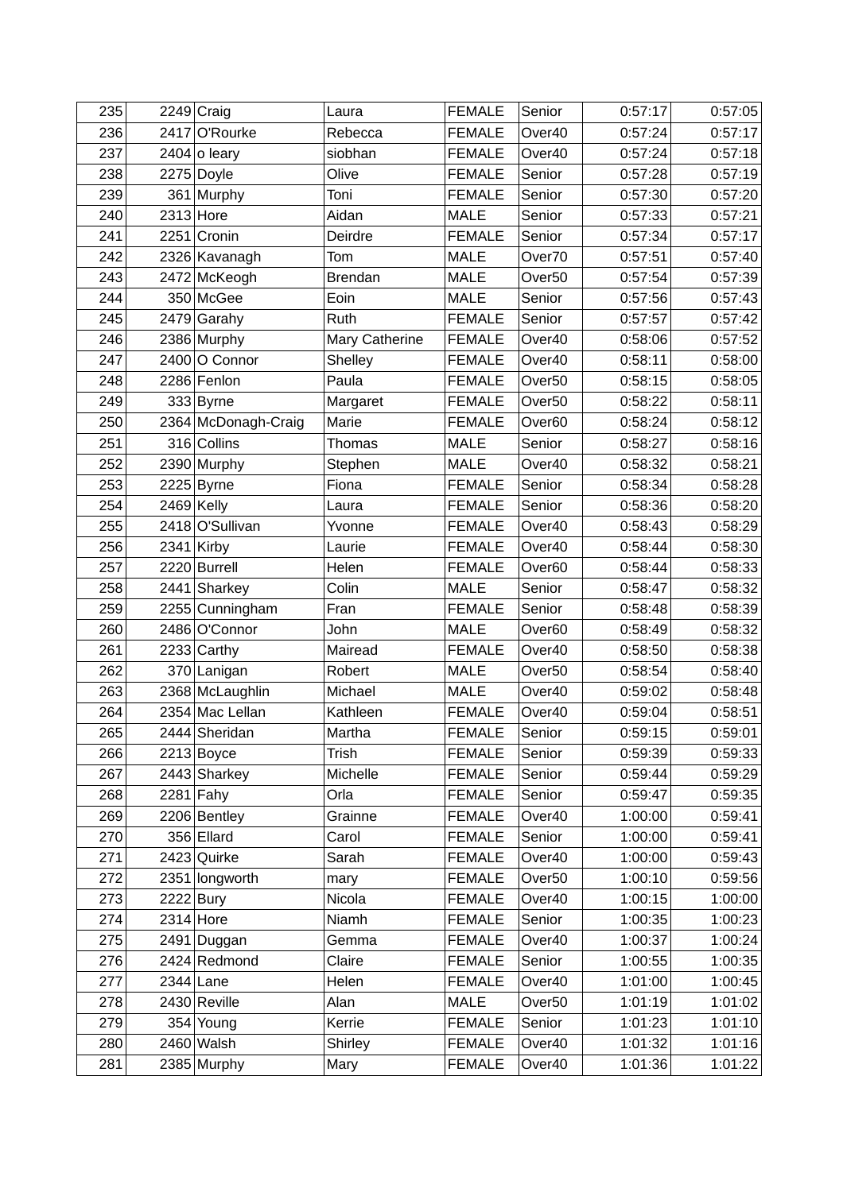| 235 | 2249 | Craig | Laura | FEMALE | Senior | 0:57:17 | 0:57:05 |
|---|---|---|---|---|---|---|---|
| 236 | 2417 | O'Rourke | Rebecca | FEMALE | Over40 | 0:57:24 | 0:57:17 |
| 237 | 2404 | o leary | siobhan | FEMALE | Over40 | 0:57:24 | 0:57:18 |
| 238 | 2275 | Doyle | Olive | FEMALE | Senior | 0:57:28 | 0:57:19 |
| 239 | 361 | Murphy | Toni | FEMALE | Senior | 0:57:30 | 0:57:20 |
| 240 | 2313 | Hore | Aidan | MALE | Senior | 0:57:33 | 0:57:21 |
| 241 | 2251 | Cronin | Deirdre | FEMALE | Senior | 0:57:34 | 0:57:17 |
| 242 | 2326 | Kavanagh | Tom | MALE | Over70 | 0:57:51 | 0:57:40 |
| 243 | 2472 | McKeogh | Brendan | MALE | Over50 | 0:57:54 | 0:57:39 |
| 244 | 350 | McGee | Eoin | MALE | Senior | 0:57:56 | 0:57:43 |
| 245 | 2479 | Garahy | Ruth | FEMALE | Senior | 0:57:57 | 0:57:42 |
| 246 | 2386 | Murphy | Mary Catherine | FEMALE | Over40 | 0:58:06 | 0:57:52 |
| 247 | 2400 | O Connor | Shelley | FEMALE | Over40 | 0:58:11 | 0:58:00 |
| 248 | 2286 | Fenlon | Paula | FEMALE | Over50 | 0:58:15 | 0:58:05 |
| 249 | 333 | Byrne | Margaret | FEMALE | Over50 | 0:58:22 | 0:58:11 |
| 250 | 2364 | McDonagh-Craig | Marie | FEMALE | Over60 | 0:58:24 | 0:58:12 |
| 251 | 316 | Collins | Thomas | MALE | Senior | 0:58:27 | 0:58:16 |
| 252 | 2390 | Murphy | Stephen | MALE | Over40 | 0:58:32 | 0:58:21 |
| 253 | 2225 | Byrne | Fiona | FEMALE | Senior | 0:58:34 | 0:58:28 |
| 254 | 2469 | Kelly | Laura | FEMALE | Senior | 0:58:36 | 0:58:20 |
| 255 | 2418 | O'Sullivan | Yvonne | FEMALE | Over40 | 0:58:43 | 0:58:29 |
| 256 | 2341 | Kirby | Laurie | FEMALE | Over40 | 0:58:44 | 0:58:30 |
| 257 | 2220 | Burrell | Helen | FEMALE | Over60 | 0:58:44 | 0:58:33 |
| 258 | 2441 | Sharkey | Colin | MALE | Senior | 0:58:47 | 0:58:32 |
| 259 | 2255 | Cunningham | Fran | FEMALE | Senior | 0:58:48 | 0:58:39 |
| 260 | 2486 | O'Connor | John | MALE | Over60 | 0:58:49 | 0:58:32 |
| 261 | 2233 | Carthy | Mairead | FEMALE | Over40 | 0:58:50 | 0:58:38 |
| 262 | 370 | Lanigan | Robert | MALE | Over50 | 0:58:54 | 0:58:40 |
| 263 | 2368 | McLaughlin | Michael | MALE | Over40 | 0:59:02 | 0:58:48 |
| 264 | 2354 | Mac Lellan | Kathleen | FEMALE | Over40 | 0:59:04 | 0:58:51 |
| 265 | 2444 | Sheridan | Martha | FEMALE | Senior | 0:59:15 | 0:59:01 |
| 266 | 2213 | Boyce | Trish | FEMALE | Senior | 0:59:39 | 0:59:33 |
| 267 | 2443 | Sharkey | Michelle | FEMALE | Senior | 0:59:44 | 0:59:29 |
| 268 | 2281 | Fahy | Orla | FEMALE | Senior | 0:59:47 | 0:59:35 |
| 269 | 2206 | Bentley | Grainne | FEMALE | Over40 | 1:00:00 | 0:59:41 |
| 270 | 356 | Ellard | Carol | FEMALE | Senior | 1:00:00 | 0:59:41 |
| 271 | 2423 | Quirke | Sarah | FEMALE | Over40 | 1:00:00 | 0:59:43 |
| 272 | 2351 | longworth | mary | FEMALE | Over50 | 1:00:10 | 0:59:56 |
| 273 | 2222 | Bury | Nicola | FEMALE | Over40 | 1:00:15 | 1:00:00 |
| 274 | 2314 | Hore | Niamh | FEMALE | Senior | 1:00:35 | 1:00:23 |
| 275 | 2491 | Duggan | Gemma | FEMALE | Over40 | 1:00:37 | 1:00:24 |
| 276 | 2424 | Redmond | Claire | FEMALE | Senior | 1:00:55 | 1:00:35 |
| 277 | 2344 | Lane | Helen | FEMALE | Over40 | 1:01:00 | 1:00:45 |
| 278 | 2430 | Reville | Alan | MALE | Over50 | 1:01:19 | 1:01:02 |
| 279 | 354 | Young | Kerrie | FEMALE | Senior | 1:01:23 | 1:01:10 |
| 280 | 2460 | Walsh | Shirley | FEMALE | Over40 | 1:01:32 | 1:01:16 |
| 281 | 2385 | Murphy | Mary | FEMALE | Over40 | 1:01:36 | 1:01:22 |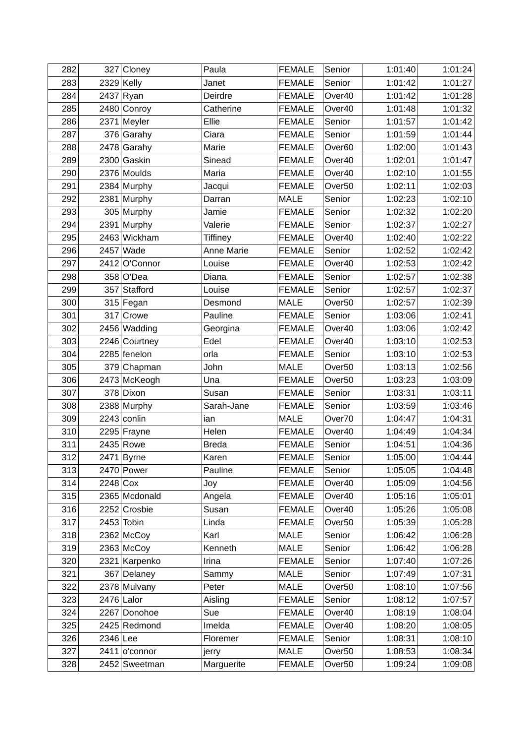| | | | | | | | |
|---|---|---|---|---|---|---|---|
| 282 | 327 | Cloney | Paula | FEMALE | Senior | 1:01:40 | 1:01:24 |
| 283 | 2329 | Kelly | Janet | FEMALE | Senior | 1:01:42 | 1:01:27 |
| 284 | 2437 | Ryan | Deirdre | FEMALE | Over40 | 1:01:42 | 1:01:28 |
| 285 | 2480 | Conroy | Catherine | FEMALE | Over40 | 1:01:48 | 1:01:32 |
| 286 | 2371 | Meyler | Ellie | FEMALE | Senior | 1:01:57 | 1:01:42 |
| 287 | 376 | Garahy | Ciara | FEMALE | Senior | 1:01:59 | 1:01:44 |
| 288 | 2478 | Garahy | Marie | FEMALE | Over60 | 1:02:00 | 1:01:43 |
| 289 | 2300 | Gaskin | Sinead | FEMALE | Over40 | 1:02:01 | 1:01:47 |
| 290 | 2376 | Moulds | Maria | FEMALE | Over40 | 1:02:10 | 1:01:55 |
| 291 | 2384 | Murphy | Jacqui | FEMALE | Over50 | 1:02:11 | 1:02:03 |
| 292 | 2381 | Murphy | Darran | MALE | Senior | 1:02:23 | 1:02:10 |
| 293 | 305 | Murphy | Jamie | FEMALE | Senior | 1:02:32 | 1:02:20 |
| 294 | 2391 | Murphy | Valerie | FEMALE | Senior | 1:02:37 | 1:02:27 |
| 295 | 2463 | Wickham | Tiffiney | FEMALE | Over40 | 1:02:40 | 1:02:22 |
| 296 | 2457 | Wade | Anne Marie | FEMALE | Senior | 1:02:52 | 1:02:42 |
| 297 | 2412 | O'Connor | Louise | FEMALE | Over40 | 1:02:53 | 1:02:42 |
| 298 | 358 | O'Dea | Diana | FEMALE | Senior | 1:02:57 | 1:02:38 |
| 299 | 357 | Stafford | Louise | FEMALE | Senior | 1:02:57 | 1:02:37 |
| 300 | 315 | Fegan | Desmond | MALE | Over50 | 1:02:57 | 1:02:39 |
| 301 | 317 | Crowe | Pauline | FEMALE | Senior | 1:03:06 | 1:02:41 |
| 302 | 2456 | Wadding | Georgina | FEMALE | Over40 | 1:03:06 | 1:02:42 |
| 303 | 2246 | Courtney | Edel | FEMALE | Over40 | 1:03:10 | 1:02:53 |
| 304 | 2285 | fenelon | orla | FEMALE | Senior | 1:03:10 | 1:02:53 |
| 305 | 379 | Chapman | John | MALE | Over50 | 1:03:13 | 1:02:56 |
| 306 | 2473 | McKeogh | Una | FEMALE | Over50 | 1:03:23 | 1:03:09 |
| 307 | 378 | Dixon | Susan | FEMALE | Senior | 1:03:31 | 1:03:11 |
| 308 | 2388 | Murphy | Sarah-Jane | FEMALE | Senior | 1:03:59 | 1:03:46 |
| 309 | 2243 | conlin | ian | MALE | Over70 | 1:04:47 | 1:04:31 |
| 310 | 2295 | Frayne | Helen | FEMALE | Over40 | 1:04:49 | 1:04:34 |
| 311 | 2435 | Rowe | Breda | FEMALE | Senior | 1:04:51 | 1:04:36 |
| 312 | 2471 | Byrne | Karen | FEMALE | Senior | 1:05:00 | 1:04:44 |
| 313 | 2470 | Power | Pauline | FEMALE | Senior | 1:05:05 | 1:04:48 |
| 314 | 2248 | Cox | Joy | FEMALE | Over40 | 1:05:09 | 1:04:56 |
| 315 | 2365 | Mcdonald | Angela | FEMALE | Over40 | 1:05:16 | 1:05:01 |
| 316 | 2252 | Crosbie | Susan | FEMALE | Over40 | 1:05:26 | 1:05:08 |
| 317 | 2453 | Tobin | Linda | FEMALE | Over50 | 1:05:39 | 1:05:28 |
| 318 | 2362 | McCoy | Karl | MALE | Senior | 1:06:42 | 1:06:28 |
| 319 | 2363 | McCoy | Kenneth | MALE | Senior | 1:06:42 | 1:06:28 |
| 320 | 2321 | Karpenko | Irina | FEMALE | Senior | 1:07:40 | 1:07:26 |
| 321 | 367 | Delaney | Sammy | MALE | Senior | 1:07:49 | 1:07:31 |
| 322 | 2378 | Mulvany | Peter | MALE | Over50 | 1:08:10 | 1:07:56 |
| 323 | 2476 | Lalor | Aisling | FEMALE | Senior | 1:08:12 | 1:07:57 |
| 324 | 2267 | Donohoe | Sue | FEMALE | Over40 | 1:08:19 | 1:08:04 |
| 325 | 2425 | Redmond | Imelda | FEMALE | Over40 | 1:08:20 | 1:08:05 |
| 326 | 2346 | Lee | Floremer | FEMALE | Senior | 1:08:31 | 1:08:10 |
| 327 | 2411 | o'connor | jerry | MALE | Over50 | 1:08:53 | 1:08:34 |
| 328 | 2452 | Sweetman | Marguerite | FEMALE | Over50 | 1:09:24 | 1:09:08 |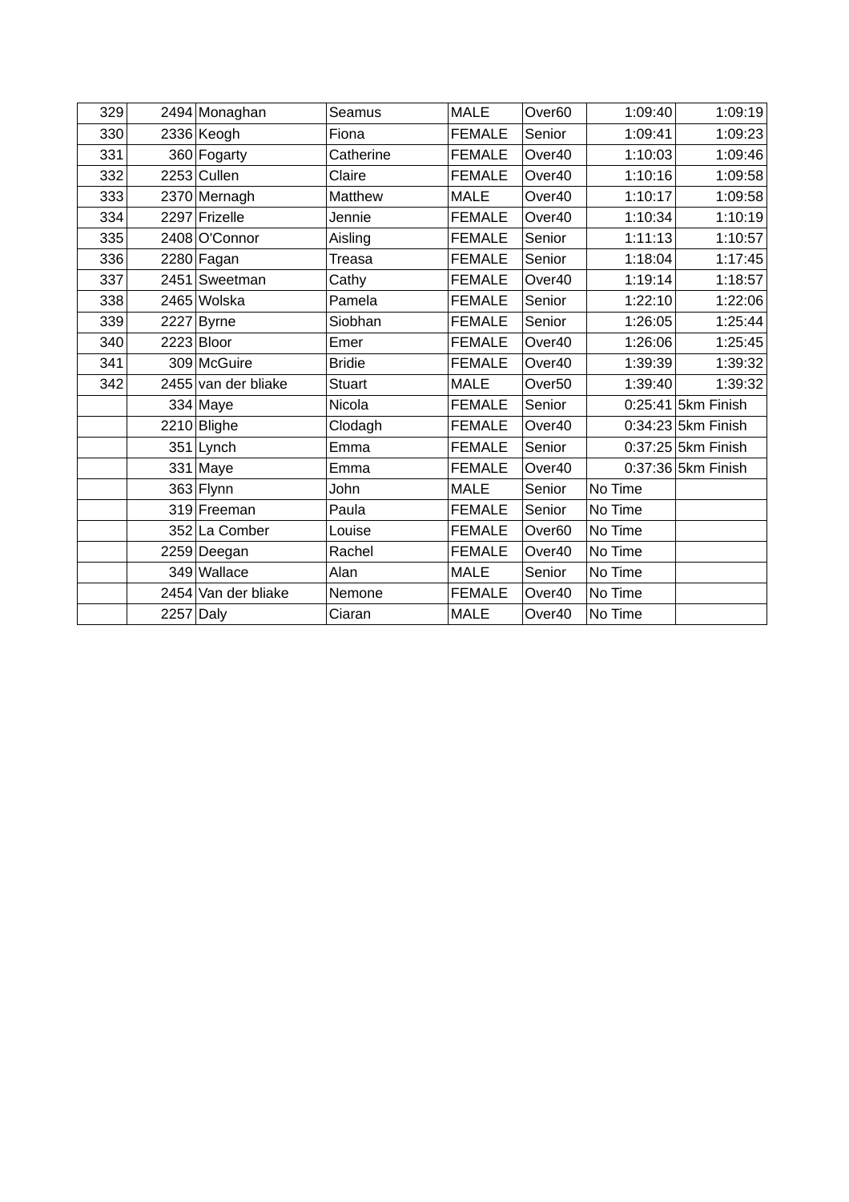| | | | | | | | |
|---|---|---|---|---|---|---|---|
| 329 | 2494 | Monaghan | Seamus | MALE | Over60 | 1:09:40 | 1:09:19 |
| 330 | 2336 | Keogh | Fiona | FEMALE | Senior | 1:09:41 | 1:09:23 |
| 331 | 360 | Fogarty | Catherine | FEMALE | Over40 | 1:10:03 | 1:09:46 |
| 332 | 2253 | Cullen | Claire | FEMALE | Over40 | 1:10:16 | 1:09:58 |
| 333 | 2370 | Mernagh | Matthew | MALE | Over40 | 1:10:17 | 1:09:58 |
| 334 | 2297 | Frizelle | Jennie | FEMALE | Over40 | 1:10:34 | 1:10:19 |
| 335 | 2408 | O'Connor | Aisling | FEMALE | Senior | 1:11:13 | 1:10:57 |
| 336 | 2280 | Fagan | Treasa | FEMALE | Senior | 1:18:04 | 1:17:45 |
| 337 | 2451 | Sweetman | Cathy | FEMALE | Over40 | 1:19:14 | 1:18:57 |
| 338 | 2465 | Wolska | Pamela | FEMALE | Senior | 1:22:10 | 1:22:06 |
| 339 | 2227 | Byrne | Siobhan | FEMALE | Senior | 1:26:05 | 1:25:44 |
| 340 | 2223 | Bloor | Emer | FEMALE | Over40 | 1:26:06 | 1:25:45 |
| 341 | 309 | McGuire | Bridie | FEMALE | Over40 | 1:39:39 | 1:39:32 |
| 342 | 2455 | van der bliake | Stuart | MALE | Over50 | 1:39:40 | 1:39:32 |
| | 334 | Maye | Nicola | FEMALE | Senior | 0:25:41 | 5km Finish |
| | 2210 | Blighe | Clodagh | FEMALE | Over40 | 0:34:23 | 5km Finish |
| | 351 | Lynch | Emma | FEMALE | Senior | 0:37:25 | 5km Finish |
| | 331 | Maye | Emma | FEMALE | Over40 | 0:37:36 | 5km Finish |
| | 363 | Flynn | John | MALE | Senior | No Time | |
| | 319 | Freeman | Paula | FEMALE | Senior | No Time | |
| | 352 | La Comber | Louise | FEMALE | Over60 | No Time | |
| | 2259 | Deegan | Rachel | FEMALE | Over40 | No Time | |
| | 349 | Wallace | Alan | MALE | Senior | No Time | |
| | 2454 | Van der bliake | Nemone | FEMALE | Over40 | No Time | |
| | 2257 | Daly | Ciaran | MALE | Over40 | No Time | |